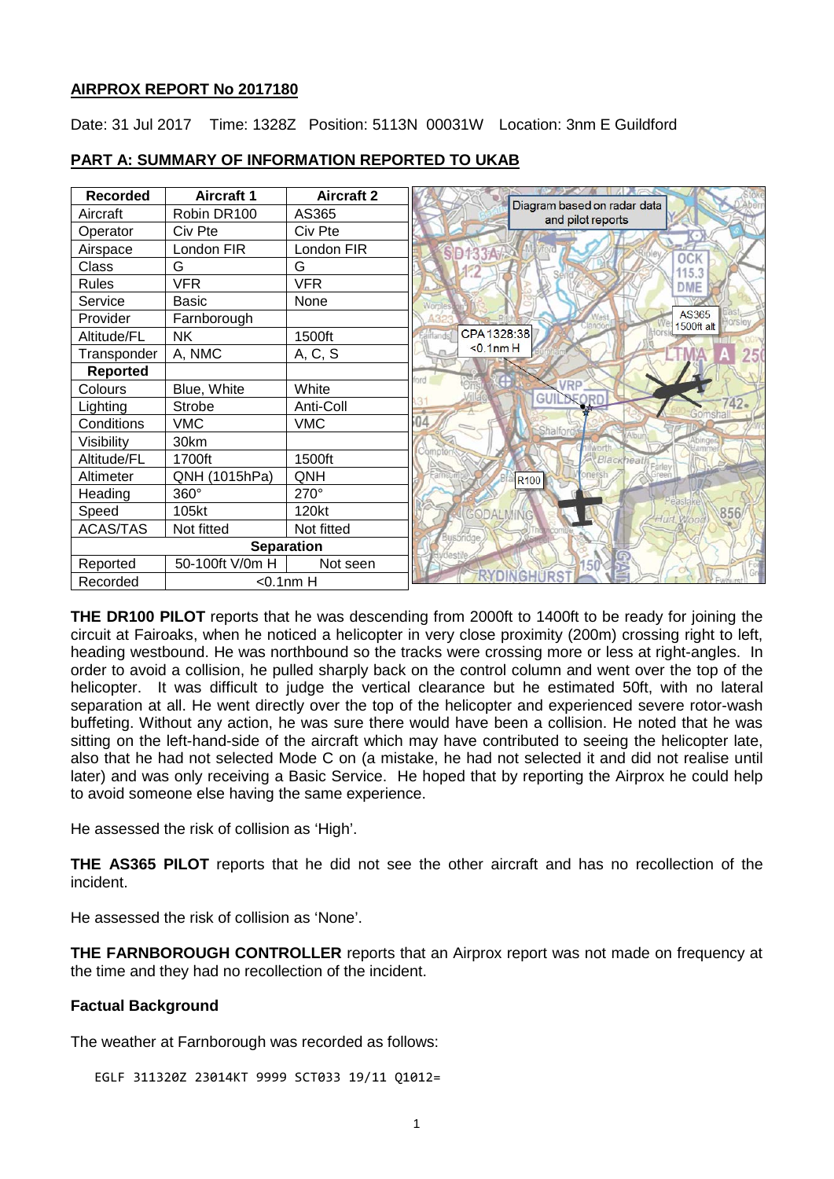## AIRPROX REPORT No 2017180

Date: 31 Jul 2017 Time: 1328Z Position: 5113N 00031W Location: 3nm E Guildford

## PART A: SUMMARY OF INFORMATION REPORTED TO UKAB

| Recorded | Aircraft 1 | Aircraft 2 |
|---|---|---|
| Aircraft | Robin DR100 | AS365 |
| Operator | Civ Pte | Civ Pte |
| Airspace | London FIR | London FIR |
| Class | G | G |
| Rules | VFR | VFR |
| Service | Basic | None |
| Provider | Farnborough | |
| Altitude/FL | NK | 1500ft |
| Transponder | A, NMC | A, C, S |
| **Reported** | | |
| Colours | Blue, White | White |
| Lighting | Strobe | Anti-Coll |
| Conditions | VMC | VMC |
| Visibility | 30km | |
| Altitude/FL | 1700ft | 1500ft |
| Altimeter | QNH (1015hPa) | QNH |
| Heading | 360° | 270° |
| Speed | 105kt | 120kt |
| ACAS/TAS | Not fitted | Not fitted |
| **Separation** | | |
| Reported | 50-100ft V/0m H | Not seen |
| Recorded | <0.1nm H | |

Diagram based on radar data and pilot reports

**THE DR100 PILOT** reports that he was descending from 2000ft to 1400ft to be ready for joining the circuit at Fairoaks, when he noticed a helicopter in very close proximity (200m) crossing right to left, heading westbound. He was northbound so the tracks were crossing more or less at right-angles. In order to avoid a collision, he pulled sharply back on the control column and went over the top of the helicopter. It was difficult to judge the vertical clearance but he estimated 50ft, with no lateral separation at all. He went directly over the top of the helicopter and experienced severe rotor-wash buffeting. Without any action, he was sure there would have been a collision. He noted that he was sitting on the left-hand-side of the aircraft which may have contributed to seeing the helicopter late, also that he had not selected Mode C on (a mistake, he had not selected it and did not realise until later) and was only receiving a Basic Service. He hoped that by reporting the Airprox he could help to avoid someone else having the same experience.

He assessed the risk of collision as 'High'.

**THE AS365 PILOT** reports that he did not see the other aircraft and has no recollection of the incident.

He assessed the risk of collision as 'None'.

**THE FARNBOROUGH CONTROLLER** reports that an Airprox report was not made on frequency at the time and they had no recollection of the incident.

### Factual Background

The weather at Farnborough was recorded as follows:

```
EGLF 311320Z 23014KT 9999 SCT033 19/11 Q1012=
```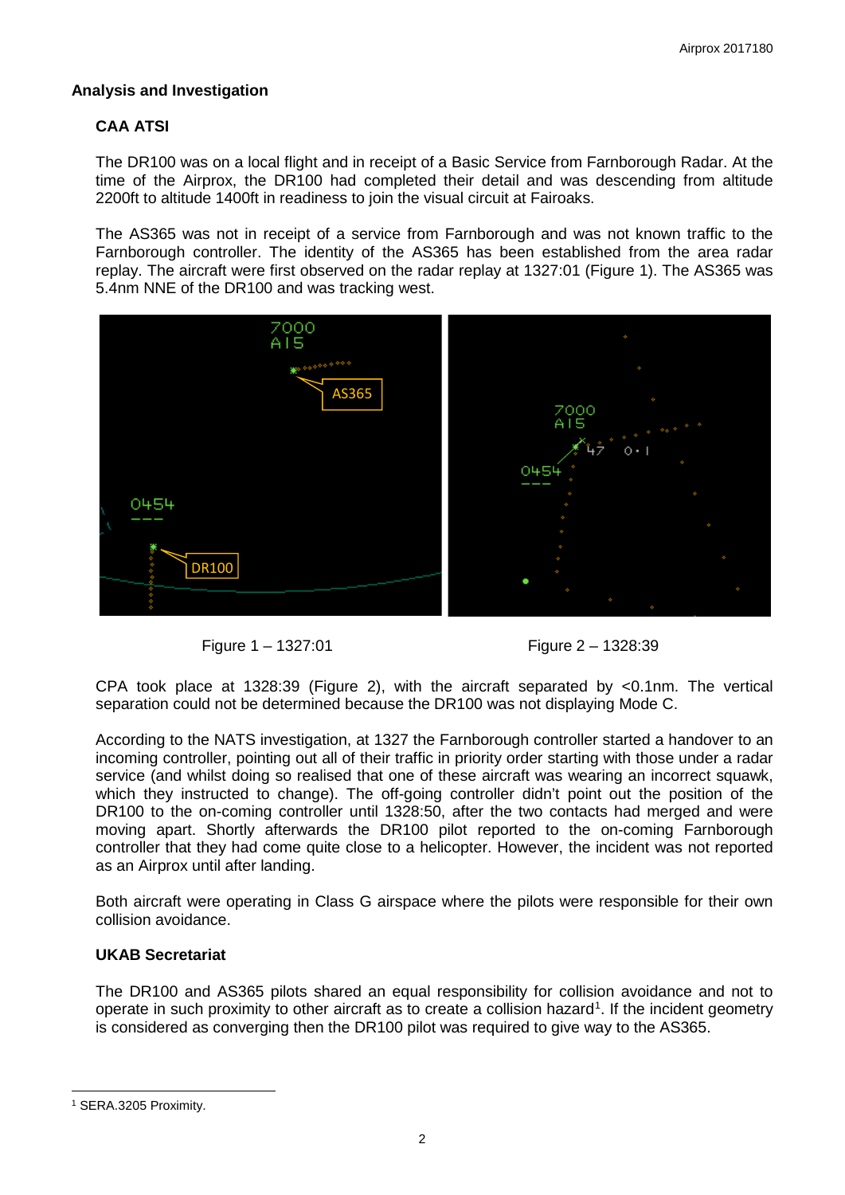## Analysis and Investigation

### CAA ATSI

The DR100 was on a local flight and in receipt of a Basic Service from Farnborough Radar. At the time of the Airprox, the DR100 had completed their detail and was descending from altitude 2200ft to altitude 1400ft in readiness to join the visual circuit at Fairoaks.

The AS365 was not in receipt of a service from Farnborough and was not known traffic to the Farnborough controller. The identity of the AS365 has been established from the area radar replay. The aircraft were first observed on the radar replay at 1327:01 (Figure 1). The AS365 was 5.4nm NNE of the DR100 and was tracking west.

Figure 1 – 1327:01

Figure 2 – 1328:39

CPA took place at 1328:39 (Figure 2), with the aircraft separated by <0.1nm. The vertical separation could not be determined because the DR100 was not displaying Mode C.

According to the NATS investigation, at 1327 the Farnborough controller started a handover to an incoming controller, pointing out all of their traffic in priority order starting with those under a radar service (and whilst doing so realised that one of these aircraft was wearing an incorrect squawk, which they instructed to change). The off-going controller didn't point out the position of the DR100 to the on-coming controller until 1328:50, after the two contacts had merged and were moving apart. Shortly afterwards the DR100 pilot reported to the on-coming Farnborough controller that they had come quite close to a helicopter. However, the incident was not reported as an Airprox until after landing.

Both aircraft were operating in Class G airspace where the pilots were responsible for their own collision avoidance.

### UKAB Secretariat

The DR100 and AS365 pilots shared an equal responsibility for collision avoidance and not to operate in such proximity to other aircraft as to create a collision hazard[1]. If the incident geometry is considered as converging then the DR100 pilot was required to give way to the AS365.

[1] SERA.3205 Proximity.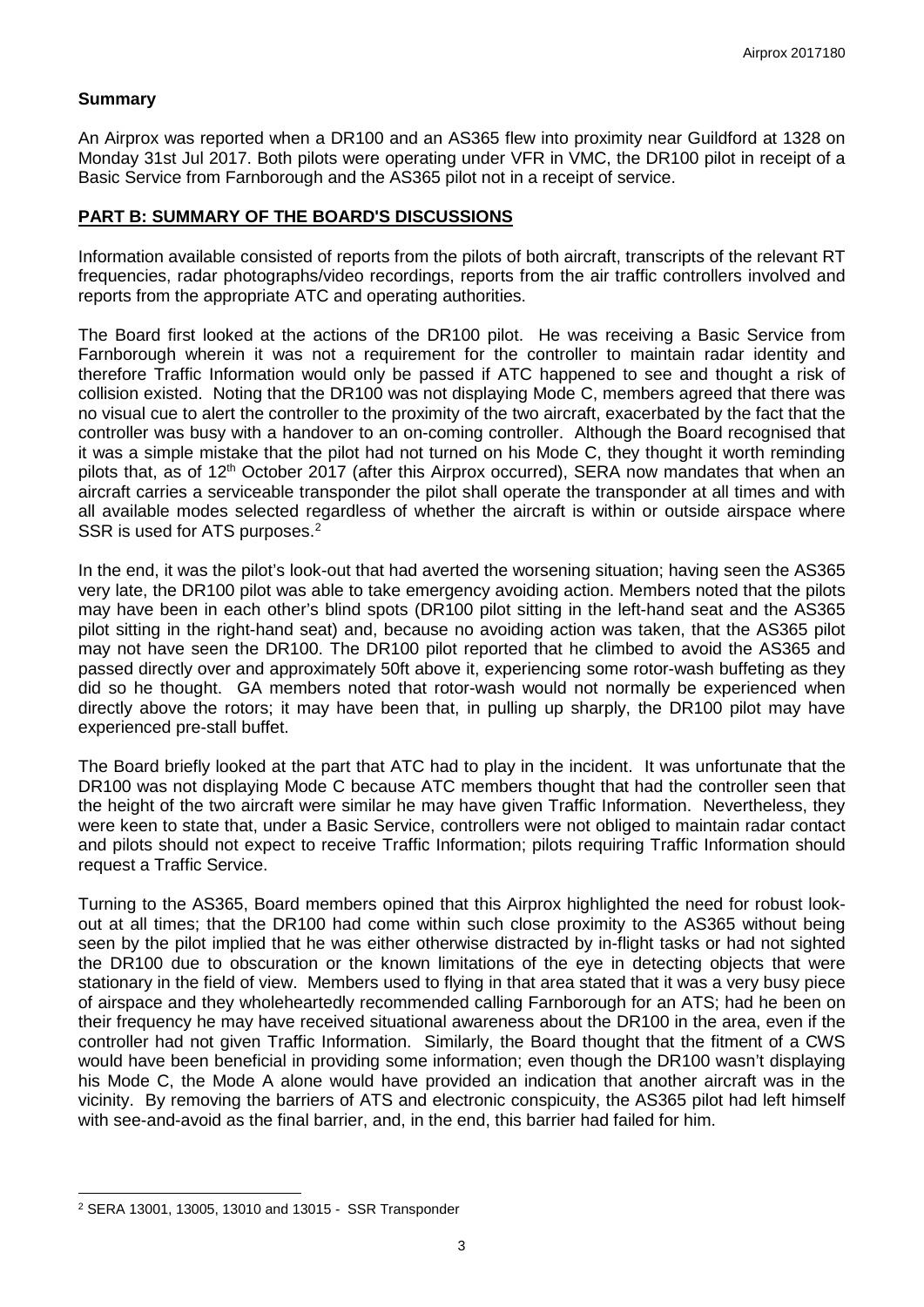## Summary

An Airprox was reported when a DR100 and an AS365 flew into proximity near Guildford at 1328 on Monday 31st Jul 2017. Both pilots were operating under VFR in VMC, the DR100 pilot in receipt of a Basic Service from Farnborough and the AS365 pilot not in a receipt of service.

## PART B: SUMMARY OF THE BOARD'S DISCUSSIONS

Information available consisted of reports from the pilots of both aircraft, transcripts of the relevant RT frequencies, radar photographs/video recordings, reports from the air traffic controllers involved and reports from the appropriate ATC and operating authorities.

The Board first looked at the actions of the DR100 pilot. He was receiving a Basic Service from Farnborough wherein it was not a requirement for the controller to maintain radar identity and therefore Traffic Information would only be passed if ATC happened to see and thought a risk of collision existed. Noting that the DR100 was not displaying Mode C, members agreed that there was no visual cue to alert the controller to the proximity of the two aircraft, exacerbated by the fact that the controller was busy with a handover to an on-coming controller. Although the Board recognised that it was a simple mistake that the pilot had not turned on his Mode C, they thought it worth reminding pilots that, as of 12th October 2017 (after this Airprox occurred), SERA now mandates that when an aircraft carries a serviceable transponder the pilot shall operate the transponder at all times and with all available modes selected regardless of whether the aircraft is within or outside airspace where SSR is used for ATS purposes.[2]

In the end, it was the pilot's look-out that had averted the worsening situation; having seen the AS365 very late, the DR100 pilot was able to take emergency avoiding action. Members noted that the pilots may have been in each other's blind spots (DR100 pilot sitting in the left-hand seat and the AS365 pilot sitting in the right-hand seat) and, because no avoiding action was taken, that the AS365 pilot may not have seen the DR100. The DR100 pilot reported that he climbed to avoid the AS365 and passed directly over and approximately 50ft above it, experiencing some rotor-wash buffeting as they did so he thought. GA members noted that rotor-wash would not normally be experienced when directly above the rotors; it may have been that, in pulling up sharply, the DR100 pilot may have experienced pre-stall buffet.

The Board briefly looked at the part that ATC had to play in the incident. It was unfortunate that the DR100 was not displaying Mode C because ATC members thought that had the controller seen that the height of the two aircraft were similar he may have given Traffic Information. Nevertheless, they were keen to state that, under a Basic Service, controllers were not obliged to maintain radar contact and pilots should not expect to receive Traffic Information; pilots requiring Traffic Information should request a Traffic Service.

Turning to the AS365, Board members opined that this Airprox highlighted the need for robust look-out at all times; that the DR100 had come within such close proximity to the AS365 without being seen by the pilot implied that he was either otherwise distracted by in-flight tasks or had not sighted the DR100 due to obscuration or the known limitations of the eye in detecting objects that were stationary in the field of view. Members used to flying in that area stated that it was a very busy piece of airspace and they wholeheartedly recommended calling Farnborough for an ATS; had he been on their frequency he may have received situational awareness about the DR100 in the area, even if the controller had not given Traffic Information. Similarly, the Board thought that the fitment of a CWS would have been beneficial in providing some information; even though the DR100 wasn't displaying his Mode C, the Mode A alone would have provided an indication that another aircraft was in the vicinity. By removing the barriers of ATS and electronic conspicuity, the AS365 pilot had left himself with see-and-avoid as the final barrier, and, in the end, this barrier had failed for him.

[2] SERA 13001, 13005, 13010 and 13015 - SSR Transponder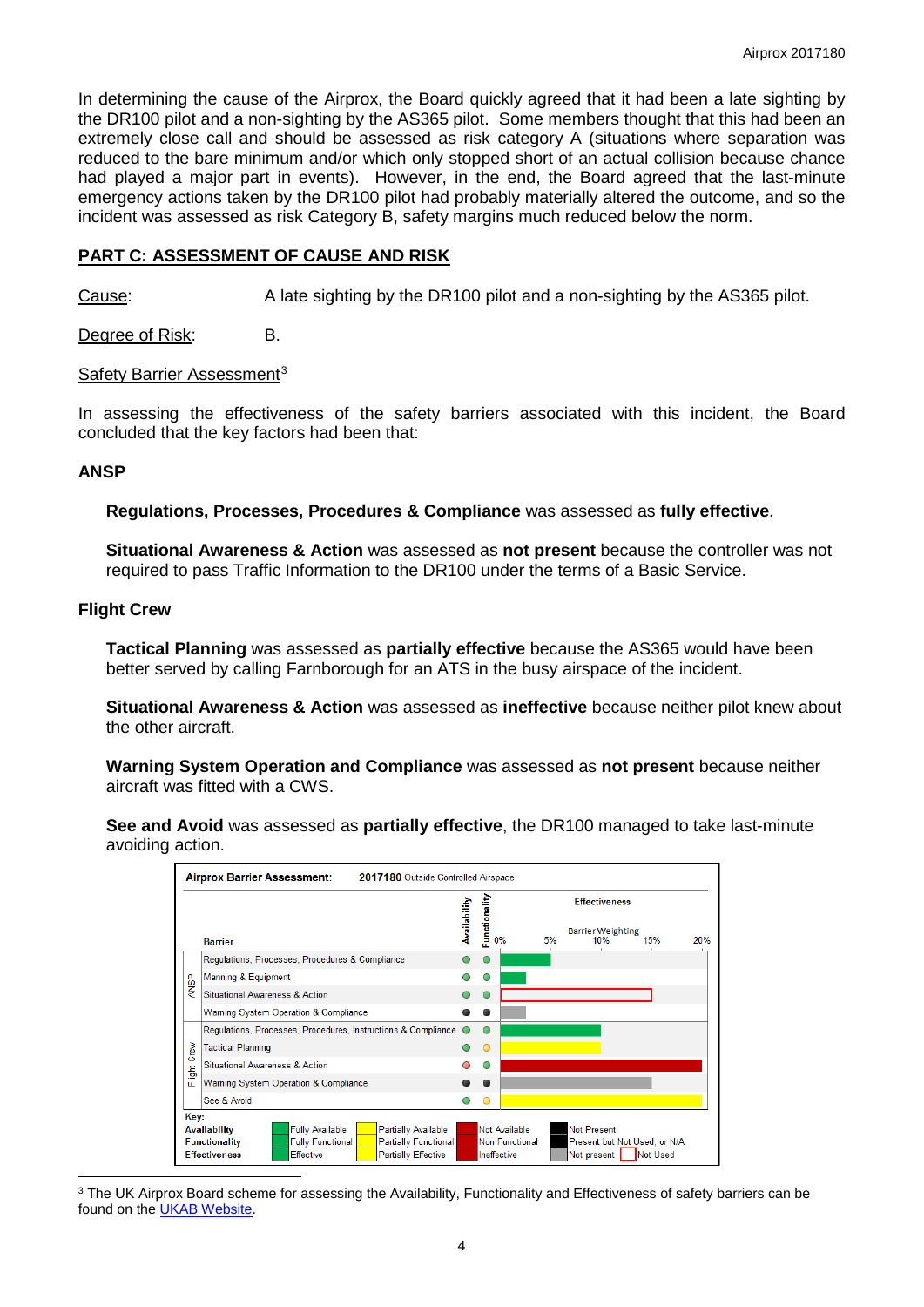In determining the cause of the Airprox, the Board quickly agreed that it had been a late sighting by the DR100 pilot and a non-sighting by the AS365 pilot. Some members thought that this had been an extremely close call and should be assessed as risk category A (situations where separation was reduced to the bare minimum and/or which only stopped short of an actual collision because chance had played a major part in events). However, in the end, the Board agreed that the last-minute emergency actions taken by the DR100 pilot had probably materially altered the outcome, and so the incident was assessed as risk Category B, safety margins much reduced below the norm.

## PART C: ASSESSMENT OF CAUSE AND RISK

Cause: A late sighting by the DR100 pilot and a non-sighting by the AS365 pilot.

Degree of Risk: B.

Safety Barrier Assessment[3]

In assessing the effectiveness of the safety barriers associated with this incident, the Board concluded that the key factors had been that:

### ANSP

**Regulations, Processes, Procedures & Compliance** was assessed as **fully effective**.

**Situational Awareness & Action** was assessed as **not present** because the controller was not required to pass Traffic Information to the DR100 under the terms of a Basic Service.

### Flight Crew

**Tactical Planning** was assessed as **partially effective** because the AS365 would have been better served by calling Farnborough for an ATS in the busy airspace of the incident.

**Situational Awareness & Action** was assessed as **ineffective** because neither pilot knew about the other aircraft.

**Warning System Operation and Compliance** was assessed as **not present** because neither aircraft was fitted with a CWS.

**See and Avoid** was assessed as **partially effective**, the DR100 managed to take last-minute avoiding action.

Airprox Barrier Assessment: 2017180 Outside Controlled Airspace

Barrier
Availability
Functionality
Effectiveness
Barrier Weighting
0% 5% 10% 15% 20%

ANSP
Regulations, Processes, Procedures & Compliance
Manning & Equipment
Situational Awareness & Action
Warning System Operation & Compliance

Flight Crew
Regulations, Processes, Procedures, Instructions & Compliance
Tactical Planning
Situational Awareness & Action
Warning System Operation & Compliance
See & Avoid

Key:
Availability: Fully Available, Partially Available, Not Available, Not Present
Functionality: Fully Functional, Partially Functional, Non Functional, Present but Not Used, or N/A
Effectiveness: Effective, Partially Effective, Ineffective, Not present, Not Used

[3] The UK Airprox Board scheme for assessing the Availability, Functionality and Effectiveness of safety barriers can be found on the UKAB Website.